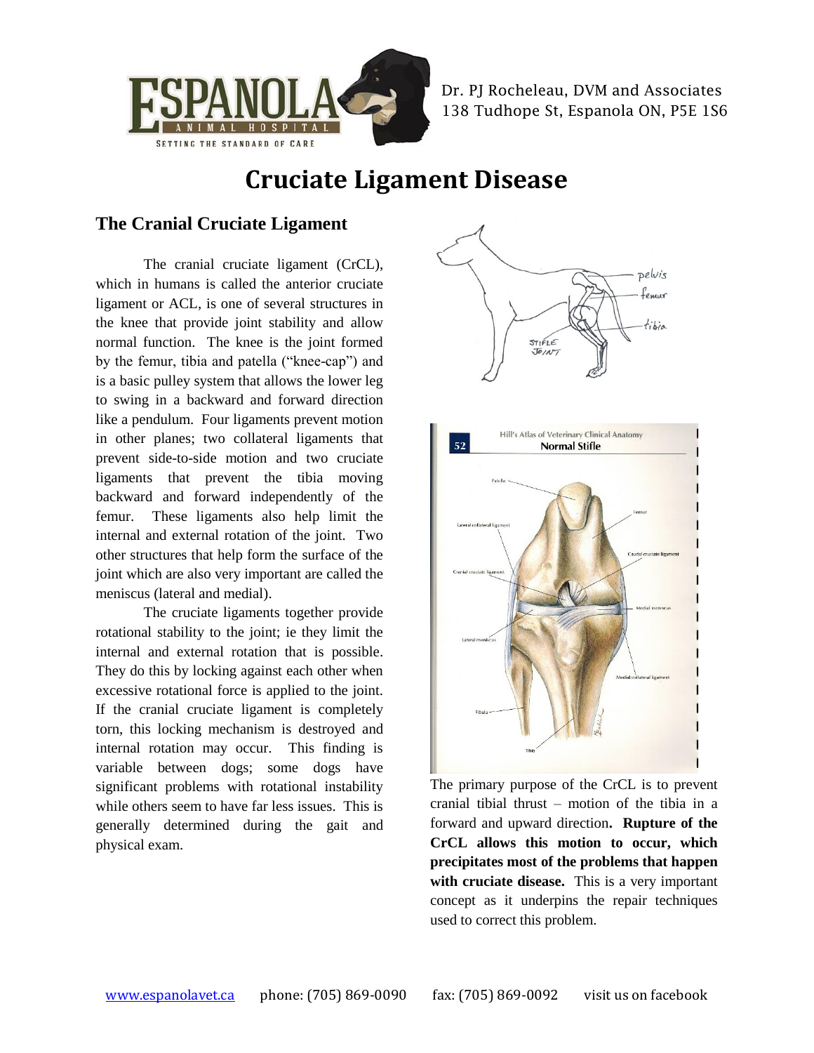Dr. PJ Rocheleau, DVM and Associates
138 Tudhope St, Espanola ON, P5E 1S6

# Cruciate Ligament Disease

## The Cranial Cruciate Ligament

The cranial cruciate ligament (CrCL), which in humans is called the anterior cruciate ligament or ACL, is one of several structures in the knee that provide joint stability and allow normal function. The knee is the joint formed by the femur, tibia and patella ("knee-cap") and is a basic pulley system that allows the lower leg to swing in a backward and forward direction like a pendulum. Four ligaments prevent motion in other planes; two collateral ligaments that prevent side-to-side motion and two cruciate ligaments that prevent the tibia moving backward and forward independently of the femur. These ligaments also help limit the internal and external rotation of the joint. Two other structures that help form the surface of the joint which are also very important are called the meniscus (lateral and medial).

The cruciate ligaments together provide rotational stability to the joint; ie they limit the internal and external rotation that is possible. They do this by locking against each other when excessive rotational force is applied to the joint. If the cranial cruciate ligament is completely torn, this locking mechanism is destroyed and internal rotation may occur. This finding is variable between dogs; some dogs have significant problems with rotational instability while others seem to have far less issues. This is generally determined during the gait and physical exam.

The primary purpose of the CrCL is to prevent cranial tibial thrust – motion of the tibia in a forward and upward direction**. Rupture of the CrCL allows this motion to occur, which precipitates most of the problems that happen with cruciate disease.** This is a very important concept as it underpins the repair techniques used to correct this problem.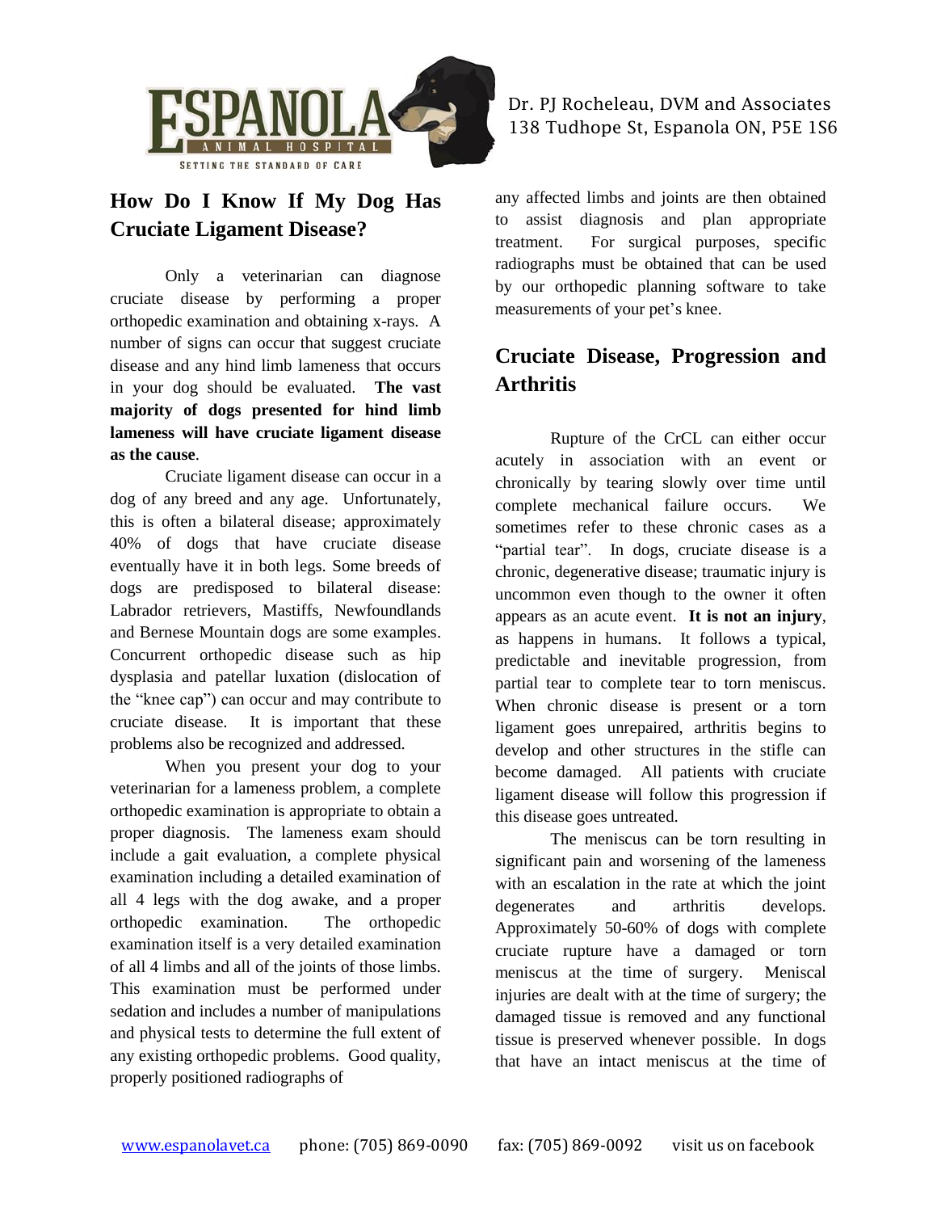## How Do I Know If My Dog Has Cruciate Ligament Disease?

Only a veterinarian can diagnose cruciate disease by performing a proper orthopedic examination and obtaining x-rays. A number of signs can occur that suggest cruciate disease and any hind limb lameness that occurs in your dog should be evaluated. **The vast majority of dogs presented for hind limb lameness will have cruciate ligament disease as the cause**.

Cruciate ligament disease can occur in a dog of any breed and any age. Unfortunately, this is often a bilateral disease; approximately 40% of dogs that have cruciate disease eventually have it in both legs. Some breeds of dogs are predisposed to bilateral disease: Labrador retrievers, Mastiffs, Newfoundlands and Bernese Mountain dogs are some examples. Concurrent orthopedic disease such as hip dysplasia and patellar luxation (dislocation of the "knee cap") can occur and may contribute to cruciate disease. It is important that these problems also be recognized and addressed.

When you present your dog to your veterinarian for a lameness problem, a complete orthopedic examination is appropriate to obtain a proper diagnosis. The lameness exam should include a gait evaluation, a complete physical examination including a detailed examination of all 4 legs with the dog awake, and a proper orthopedic examination. The orthopedic examination itself is a very detailed examination of all 4 limbs and all of the joints of those limbs. This examination must be performed under sedation and includes a number of manipulations and physical tests to determine the full extent of any existing orthopedic problems. Good quality, properly positioned radiographs of any affected limbs and joints are then obtained to assist diagnosis and plan appropriate treatment. For surgical purposes, specific radiographs must be obtained that can be used by our orthopedic planning software to take measurements of your pet's knee.

## Cruciate Disease, Progression and Arthritis

Rupture of the CrCL can either occur acutely in association with an event or chronically by tearing slowly over time until complete mechanical failure occurs. We sometimes refer to these chronic cases as a "partial tear". In dogs, cruciate disease is a chronic, degenerative disease; traumatic injury is uncommon even though to the owner it often appears as an acute event. **It is not an injury**, as happens in humans. It follows a typical, predictable and inevitable progression, from partial tear to complete tear to torn meniscus. When chronic disease is present or a torn ligament goes unrepaired, arthritis begins to develop and other structures in the stifle can become damaged. All patients with cruciate ligament disease will follow this progression if this disease goes untreated.

The meniscus can be torn resulting in significant pain and worsening of the lameness with an escalation in the rate at which the joint degenerates and arthritis develops. Approximately 50-60% of dogs with complete cruciate rupture have a damaged or torn meniscus at the time of surgery. Meniscal injuries are dealt with at the time of surgery; the damaged tissue is removed and any functional tissue is preserved whenever possible. In dogs that have an intact meniscus at the time of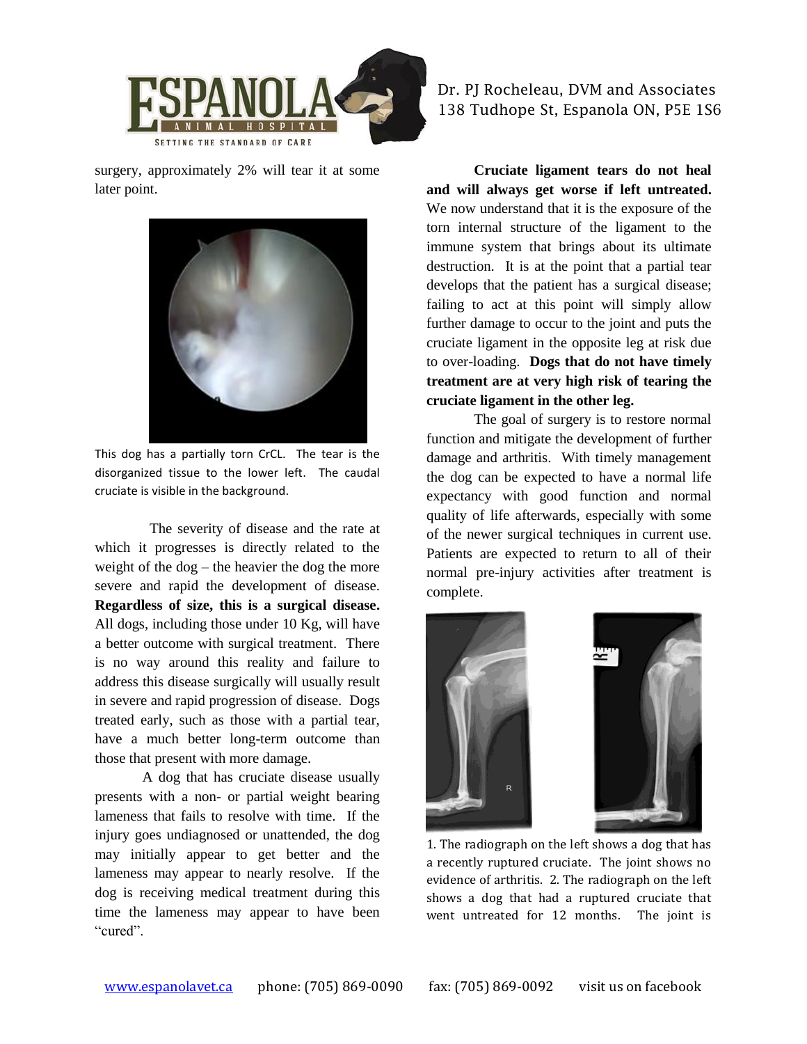surgery, approximately 2% will tear it at some later point.

This dog has a partially torn CrCL. The tear is the disorganized tissue to the lower left. The caudal cruciate is visible in the background.

The severity of disease and the rate at which it progresses is directly related to the weight of the dog – the heavier the dog the more severe and rapid the development of disease. **Regardless of size, this is a surgical disease.** All dogs, including those under 10 Kg, will have a better outcome with surgical treatment. There is no way around this reality and failure to address this disease surgically will usually result in severe and rapid progression of disease. Dogs treated early, such as those with a partial tear, have a much better long-term outcome than those that present with more damage.

A dog that has cruciate disease usually presents with a non- or partial weight bearing lameness that fails to resolve with time. If the injury goes undiagnosed or unattended, the dog may initially appear to get better and the lameness may appear to nearly resolve. If the dog is receiving medical treatment during this time the lameness may appear to have been "cured".

**Cruciate ligament tears do not heal and will always get worse if left untreated.** We now understand that it is the exposure of the torn internal structure of the ligament to the immune system that brings about its ultimate destruction. It is at the point that a partial tear develops that the patient has a surgical disease; failing to act at this point will simply allow further damage to occur to the joint and puts the cruciate ligament in the opposite leg at risk due to over-loading. **Dogs that do not have timely treatment are at very high risk of tearing the cruciate ligament in the other leg.**

The goal of surgery is to restore normal function and mitigate the development of further damage and arthritis. With timely management the dog can be expected to have a normal life expectancy with good function and normal quality of life afterwards, especially with some of the newer surgical techniques in current use. Patients are expected to return to all of their normal pre-injury activities after treatment is complete.

1. The radiograph on the left shows a dog that has a recently ruptured cruciate. The joint shows no evidence of arthritis. 2. The radiograph on the left shows a dog that had a ruptured cruciate that went untreated for 12 months. The joint is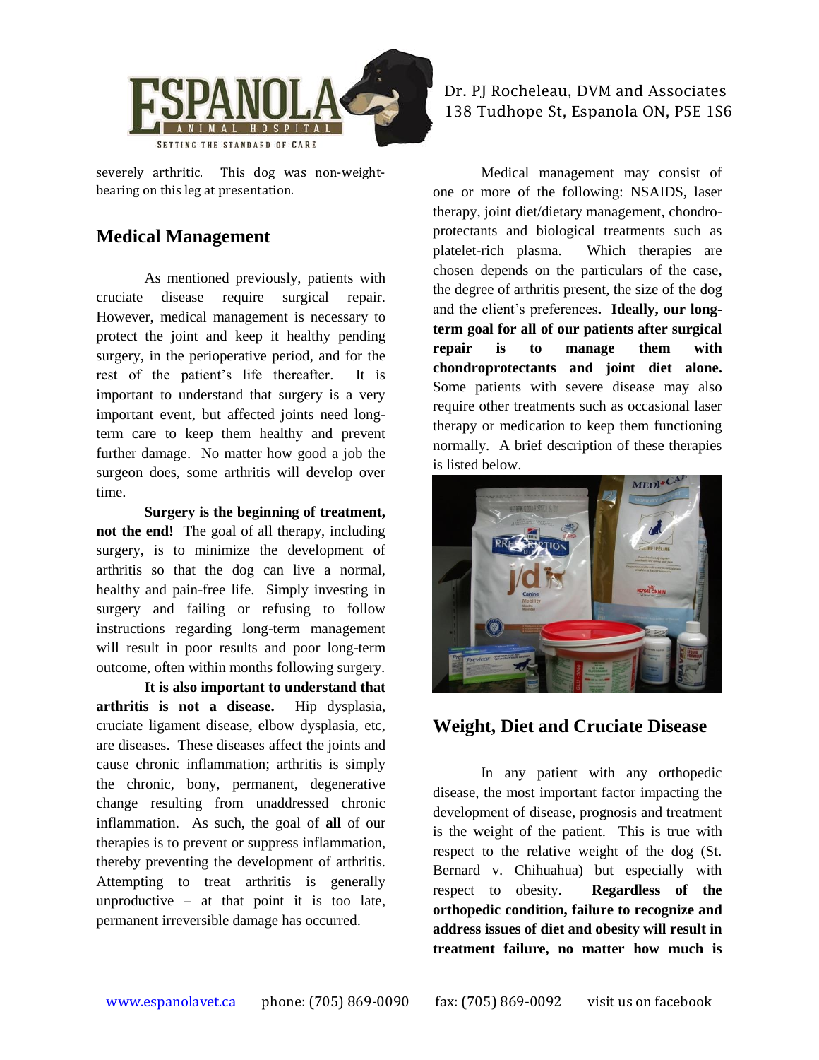severely arthritic. This dog was non-weight-bearing on this leg at presentation.

## Medical Management

As mentioned previously, patients with cruciate disease require surgical repair. However, medical management is necessary to protect the joint and keep it healthy pending surgery, in the perioperative period, and for the rest of the patient's life thereafter. It is important to understand that surgery is a very important event, but affected joints need long-term care to keep them healthy and prevent further damage. No matter how good a job the surgeon does, some arthritis will develop over time.

**Surgery is the beginning of treatment, not the end!** The goal of all therapy, including surgery, is to minimize the development of arthritis so that the dog can live a normal, healthy and pain-free life. Simply investing in surgery and failing or refusing to follow instructions regarding long-term management will result in poor results and poor long-term outcome, often within months following surgery.

**It is also important to understand that arthritis is not a disease.** Hip dysplasia, cruciate ligament disease, elbow dysplasia, etc, are diseases. These diseases affect the joints and cause chronic inflammation; arthritis is simply the chronic, bony, permanent, degenerative change resulting from unaddressed chronic inflammation. As such, the goal of **all** of our therapies is to prevent or suppress inflammation, thereby preventing the development of arthritis. Attempting to treat arthritis is generally unproductive – at that point it is too late, permanent irreversible damage has occurred.

Medical management may consist of one or more of the following: NSAIDS, laser therapy, joint diet/dietary management, chondro-protectants and biological treatments such as platelet-rich plasma. Which therapies are chosen depends on the particulars of the case, the degree of arthritis present, the size of the dog and the client's preferences**.** **Ideally, our long-term goal for all of our patients after surgical repair is to manage them with chondroprotectants and joint diet alone.** Some patients with severe disease may also require other treatments such as occasional laser therapy or medication to keep them functioning normally. A brief description of these therapies is listed below.

## Weight, Diet and Cruciate Disease

In any patient with any orthopedic disease, the most important factor impacting the development of disease, prognosis and treatment is the weight of the patient. This is true with respect to the relative weight of the dog (St. Bernard v. Chihuahua) but especially with respect to obesity. **Regardless of the orthopedic condition, failure to recognize and address issues of diet and obesity will result in treatment failure, no matter how much is**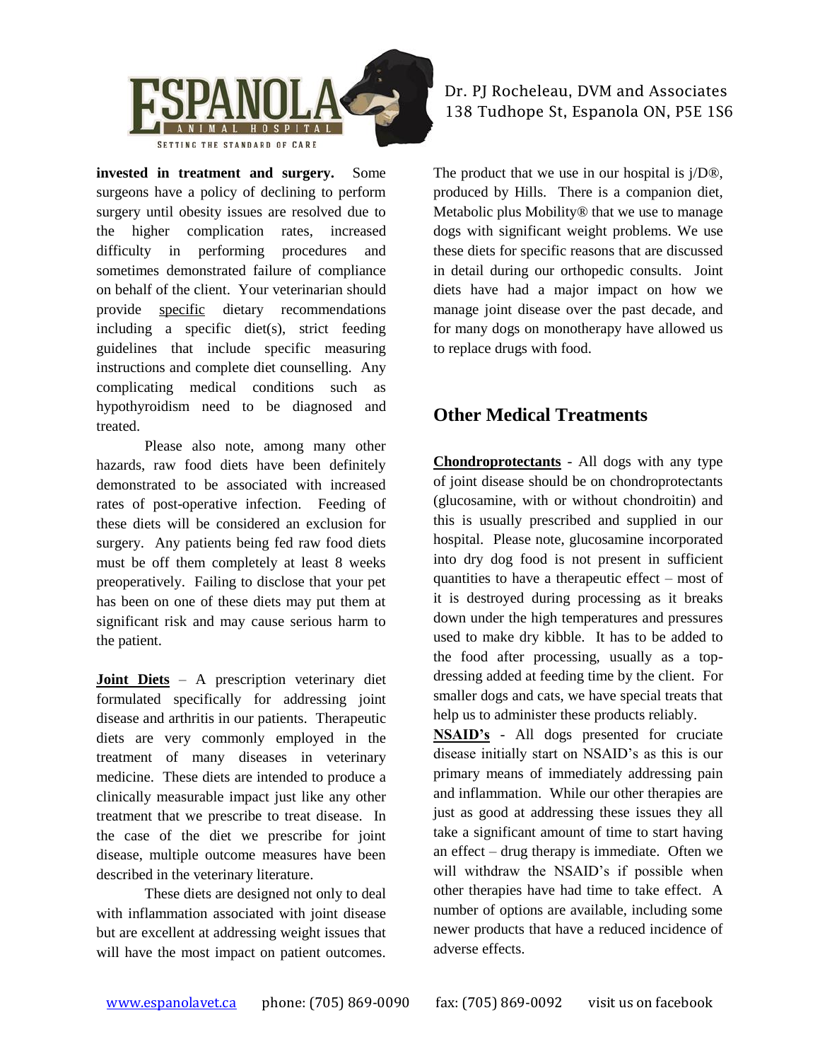**invested in treatment and surgery.** Some surgeons have a policy of declining to perform surgery until obesity issues are resolved due to the higher complication rates, increased difficulty in performing procedures and sometimes demonstrated failure of compliance on behalf of the client. Your veterinarian should provide specific dietary recommendations including a specific diet(s), strict feeding guidelines that include specific measuring instructions and complete diet counselling. Any complicating medical conditions such as hypothyroidism need to be diagnosed and treated.

Please also note, among many other hazards, raw food diets have been definitely demonstrated to be associated with increased rates of post-operative infection. Feeding of these diets will be considered an exclusion for surgery. Any patients being fed raw food diets must be off them completely at least 8 weeks preoperatively. Failing to disclose that your pet has been on one of these diets may put them at significant risk and may cause serious harm to the patient.

**Joint Diets** – A prescription veterinary diet formulated specifically for addressing joint disease and arthritis in our patients. Therapeutic diets are very commonly employed in the treatment of many diseases in veterinary medicine. These diets are intended to produce a clinically measurable impact just like any other treatment that we prescribe to treat disease. In the case of the diet we prescribe for joint disease, multiple outcome measures have been described in the veterinary literature.

These diets are designed not only to deal with inflammation associated with joint disease but are excellent at addressing weight issues that will have the most impact on patient outcomes. The product that we use in our hospital is j/D®, produced by Hills. There is a companion diet, Metabolic plus Mobility® that we use to manage dogs with significant weight problems. We use these diets for specific reasons that are discussed in detail during our orthopedic consults. Joint diets have had a major impact on how we manage joint disease over the past decade, and for many dogs on monotherapy have allowed us to replace drugs with food.

## Other Medical Treatments

**Chondroprotectants** - All dogs with any type of joint disease should be on chondroprotectants (glucosamine, with or without chondroitin) and this is usually prescribed and supplied in our hospital. Please note, glucosamine incorporated into dry dog food is not present in sufficient quantities to have a therapeutic effect – most of it is destroyed during processing as it breaks down under the high temperatures and pressures used to make dry kibble. It has to be added to the food after processing, usually as a top-dressing added at feeding time by the client. For smaller dogs and cats, we have special treats that help us to administer these products reliably.

**NSAID's** - All dogs presented for cruciate disease initially start on NSAID's as this is our primary means of immediately addressing pain and inflammation. While our other therapies are just as good at addressing these issues they all take a significant amount of time to start having an effect – drug therapy is immediate. Often we will withdraw the NSAID's if possible when other therapies have had time to take effect. A number of options are available, including some newer products that have a reduced incidence of adverse effects.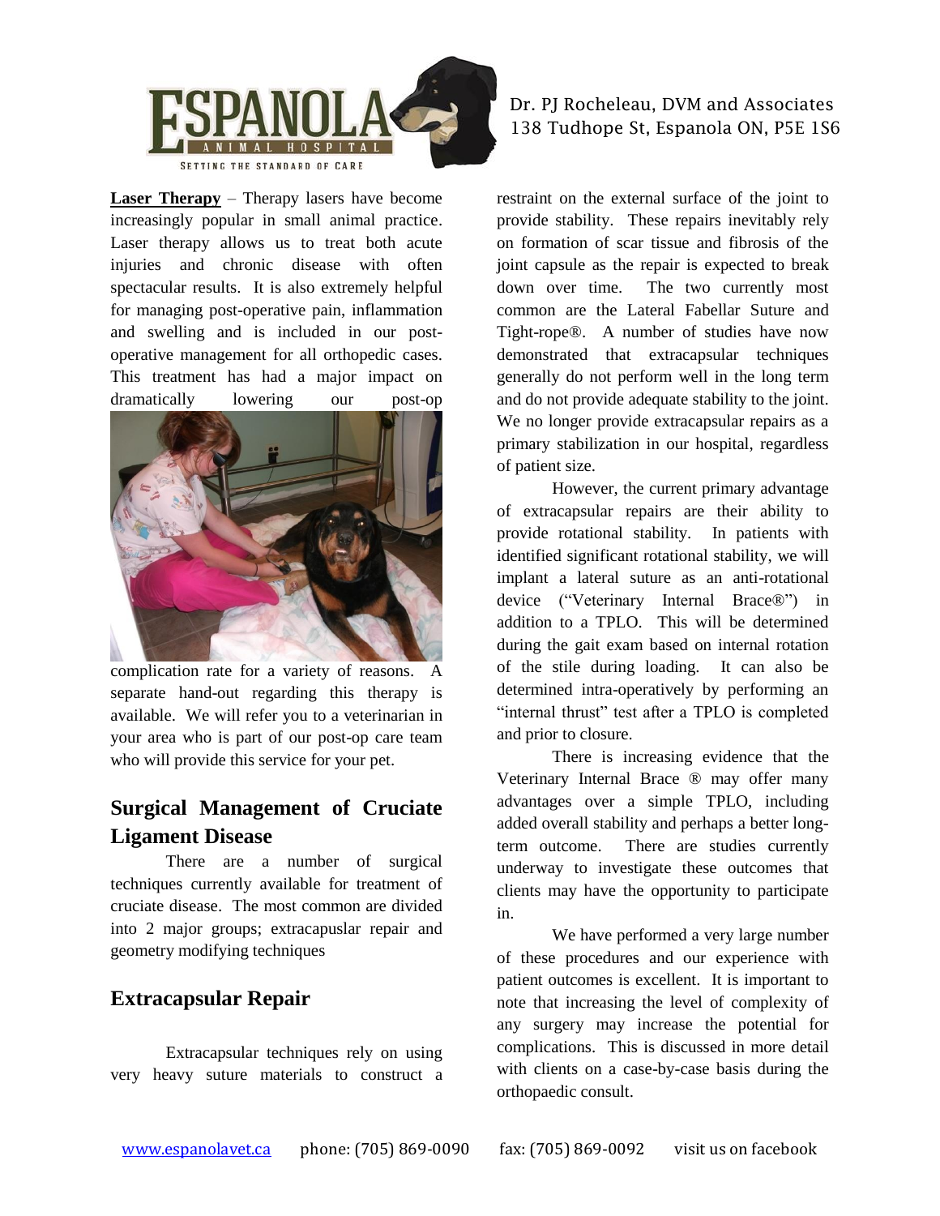**Laser Therapy** – Therapy lasers have become increasingly popular in small animal practice. Laser therapy allows us to treat both acute injuries and chronic disease with often spectacular results. It is also extremely helpful for managing post-operative pain, inflammation and swelling and is included in our post-operative management for all orthopedic cases. This treatment has had a major impact on dramatically lowering our post-op complication rate for a variety of reasons. A separate hand-out regarding this therapy is available. We will refer you to a veterinarian in your area who is part of our post-op care team who will provide this service for your pet.

## Surgical Management of Cruciate Ligament Disease

There are a number of surgical techniques currently available for treatment of cruciate disease. The most common are divided into 2 major groups; extracapuslar repair and geometry modifying techniques

## Extracapsular Repair

Extracapsular techniques rely on using very heavy suture materials to construct a restraint on the external surface of the joint to provide stability. These repairs inevitably rely on formation of scar tissue and fibrosis of the joint capsule as the repair is expected to break down over time. The two currently most common are the Lateral Fabellar Suture and Tight-rope®. A number of studies have now demonstrated that extracapsular techniques generally do not perform well in the long term and do not provide adequate stability to the joint. We no longer provide extracapsular repairs as a primary stabilization in our hospital, regardless of patient size.

However, the current primary advantage of extracapsular repairs are their ability to provide rotational stability. In patients with identified significant rotational stability, we will implant a lateral suture as an anti-rotational device ("Veterinary Internal Brace®") in addition to a TPLO. This will be determined during the gait exam based on internal rotation of the stile during loading. It can also be determined intra-operatively by performing an "internal thrust" test after a TPLO is completed and prior to closure.

There is increasing evidence that the Veterinary Internal Brace ® may offer many advantages over a simple TPLO, including added overall stability and perhaps a better long-term outcome. There are studies currently underway to investigate these outcomes that clients may have the opportunity to participate in.

We have performed a very large number of these procedures and our experience with patient outcomes is excellent. It is important to note that increasing the level of complexity of any surgery may increase the potential for complications. This is discussed in more detail with clients on a case-by-case basis during the orthopaedic consult.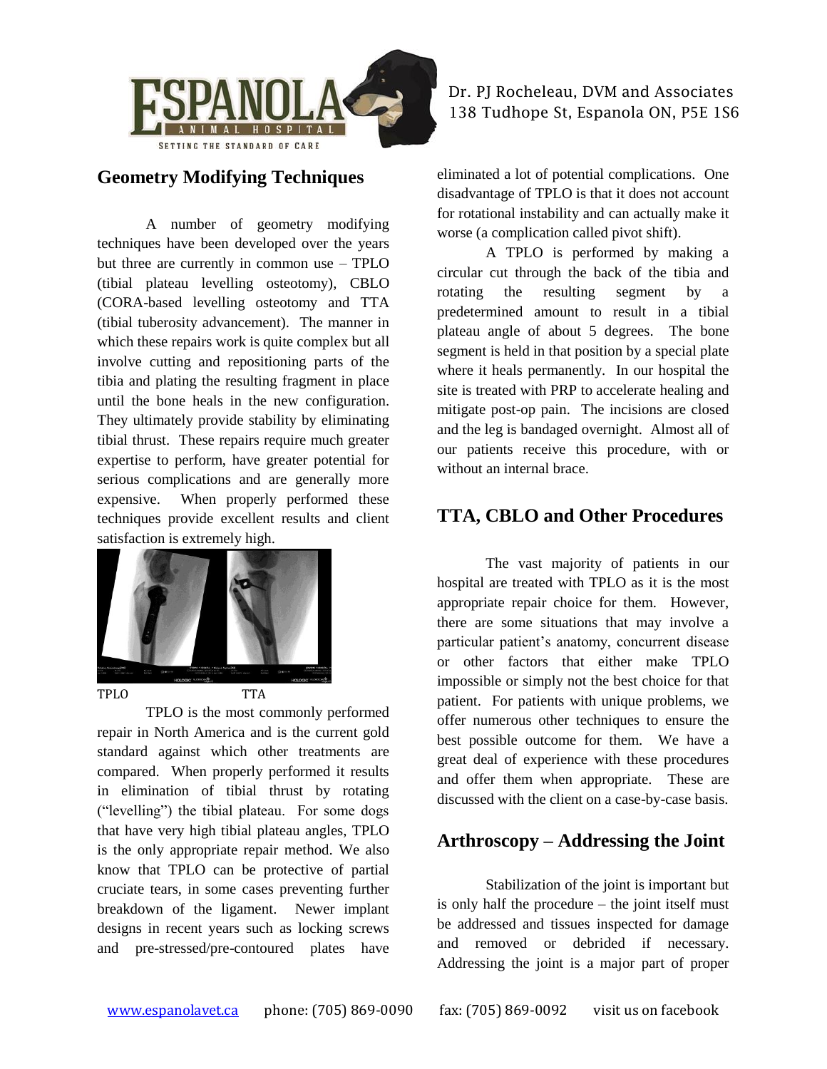## Geometry Modifying Techniques

A number of geometry modifying techniques have been developed over the years but three are currently in common use – TPLO (tibial plateau levelling osteotomy), CBLO (CORA-based levelling osteotomy and TTA (tibial tuberosity advancement). The manner in which these repairs work is quite complex but all involve cutting and repositioning parts of the tibia and plating the resulting fragment in place until the bone heals in the new configuration. They ultimately provide stability by eliminating tibial thrust. These repairs require much greater expertise to perform, have greater potential for serious complications and are generally more expensive. When properly performed these techniques provide excellent results and client satisfaction is extremely high.

TPLO TTA

TPLO is the most commonly performed repair in North America and is the current gold standard against which other treatments are compared. When properly performed it results in elimination of tibial thrust by rotating ("levelling") the tibial plateau. For some dogs that have very high tibial plateau angles, TPLO is the only appropriate repair method. We also know that TPLO can be protective of partial cruciate tears, in some cases preventing further breakdown of the ligament. Newer implant designs in recent years such as locking screws and pre-stressed/pre-contoured plates have eliminated a lot of potential complications. One disadvantage of TPLO is that it does not account for rotational instability and can actually make it worse (a complication called pivot shift).

A TPLO is performed by making a circular cut through the back of the tibia and rotating the resulting segment by a predetermined amount to result in a tibial plateau angle of about 5 degrees. The bone segment is held in that position by a special plate where it heals permanently. In our hospital the site is treated with PRP to accelerate healing and mitigate post-op pain. The incisions are closed and the leg is bandaged overnight. Almost all of our patients receive this procedure, with or without an internal brace.

## TTA, CBLO and Other Procedures

The vast majority of patients in our hospital are treated with TPLO as it is the most appropriate repair choice for them. However, there are some situations that may involve a particular patient's anatomy, concurrent disease or other factors that either make TPLO impossible or simply not the best choice for that patient. For patients with unique problems, we offer numerous other techniques to ensure the best possible outcome for them. We have a great deal of experience with these procedures and offer them when appropriate. These are discussed with the client on a case-by-case basis.

## Arthroscopy – Addressing the Joint

Stabilization of the joint is important but is only half the procedure – the joint itself must be addressed and tissues inspected for damage and removed or debrided if necessary. Addressing the joint is a major part of proper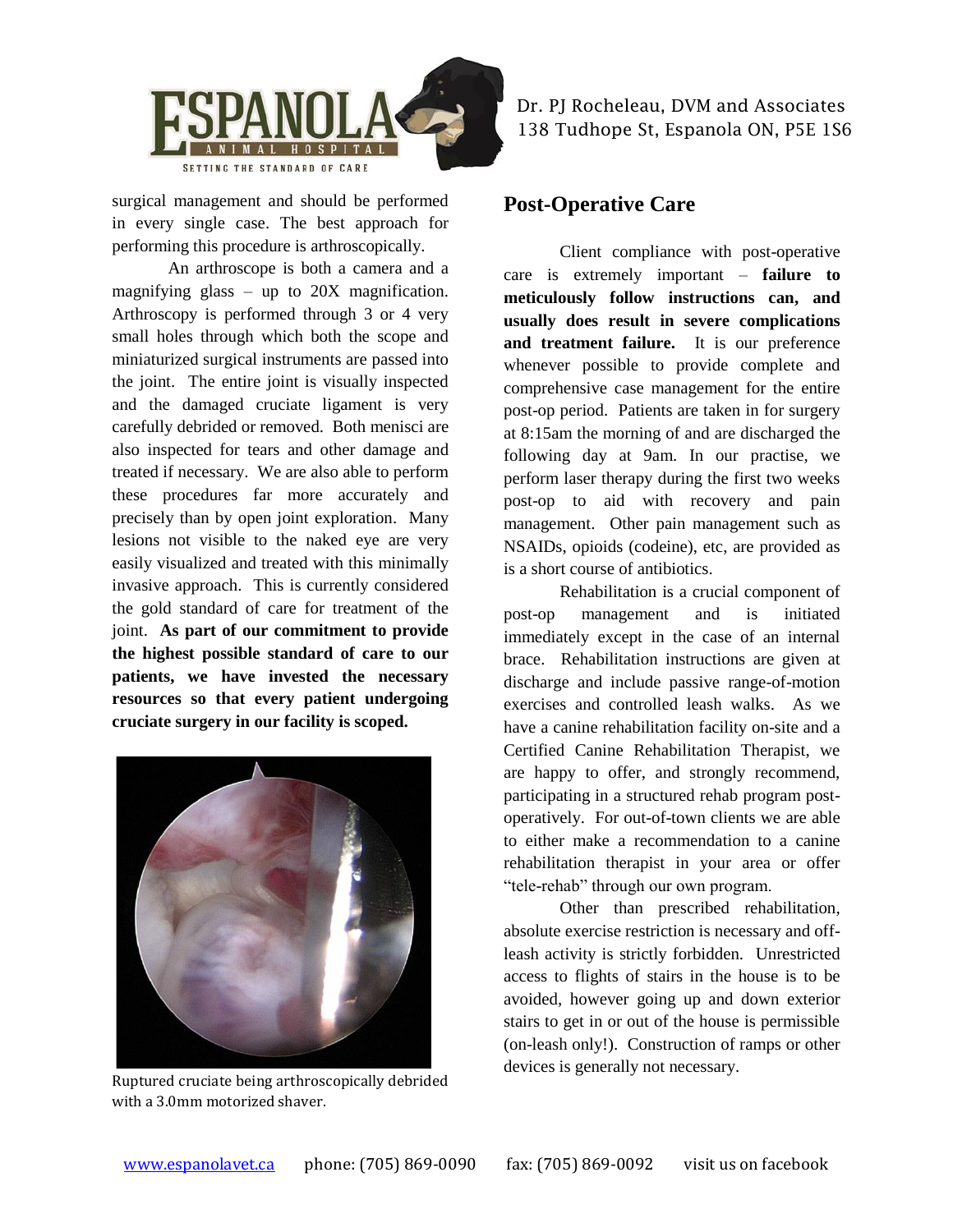surgical management and should be performed in every single case. The best approach for performing this procedure is arthroscopically.

An arthroscope is both a camera and a magnifying glass – up to 20X magnification. Arthroscopy is performed through 3 or 4 very small holes through which both the scope and miniaturized surgical instruments are passed into the joint. The entire joint is visually inspected and the damaged cruciate ligament is very carefully debrided or removed. Both menisci are also inspected for tears and other damage and treated if necessary. We are also able to perform these procedures far more accurately and precisely than by open joint exploration. Many lesions not visible to the naked eye are very easily visualized and treated with this minimally invasive approach. This is currently considered the gold standard of care for treatment of the joint. **As part of our commitment to provide the highest possible standard of care to our patients, we have invested the necessary resources so that every patient undergoing cruciate surgery in our facility is scoped.**

Ruptured cruciate being arthroscopically debrided with a 3.0mm motorized shaver.

## Post-Operative Care

Client compliance with post-operative care is extremely important – **failure to meticulously follow instructions can, and usually does result in severe complications and treatment failure.** It is our preference whenever possible to provide complete and comprehensive case management for the entire post-op period. Patients are taken in for surgery at 8:15am the morning of and are discharged the following day at 9am. In our practise, we perform laser therapy during the first two weeks post-op to aid with recovery and pain management. Other pain management such as NSAIDs, opioids (codeine), etc, are provided as is a short course of antibiotics.

Rehabilitation is a crucial component of post-op management and is initiated immediately except in the case of an internal brace. Rehabilitation instructions are given at discharge and include passive range-of-motion exercises and controlled leash walks. As we have a canine rehabilitation facility on-site and a Certified Canine Rehabilitation Therapist, we are happy to offer, and strongly recommend, participating in a structured rehab program post-operatively. For out-of-town clients we are able to either make a recommendation to a canine rehabilitation therapist in your area or offer "tele-rehab" through our own program.

Other than prescribed rehabilitation, absolute exercise restriction is necessary and off-leash activity is strictly forbidden. Unrestricted access to flights of stairs in the house is to be avoided, however going up and down exterior stairs to get in or out of the house is permissible (on-leash only!). Construction of ramps or other devices is generally not necessary.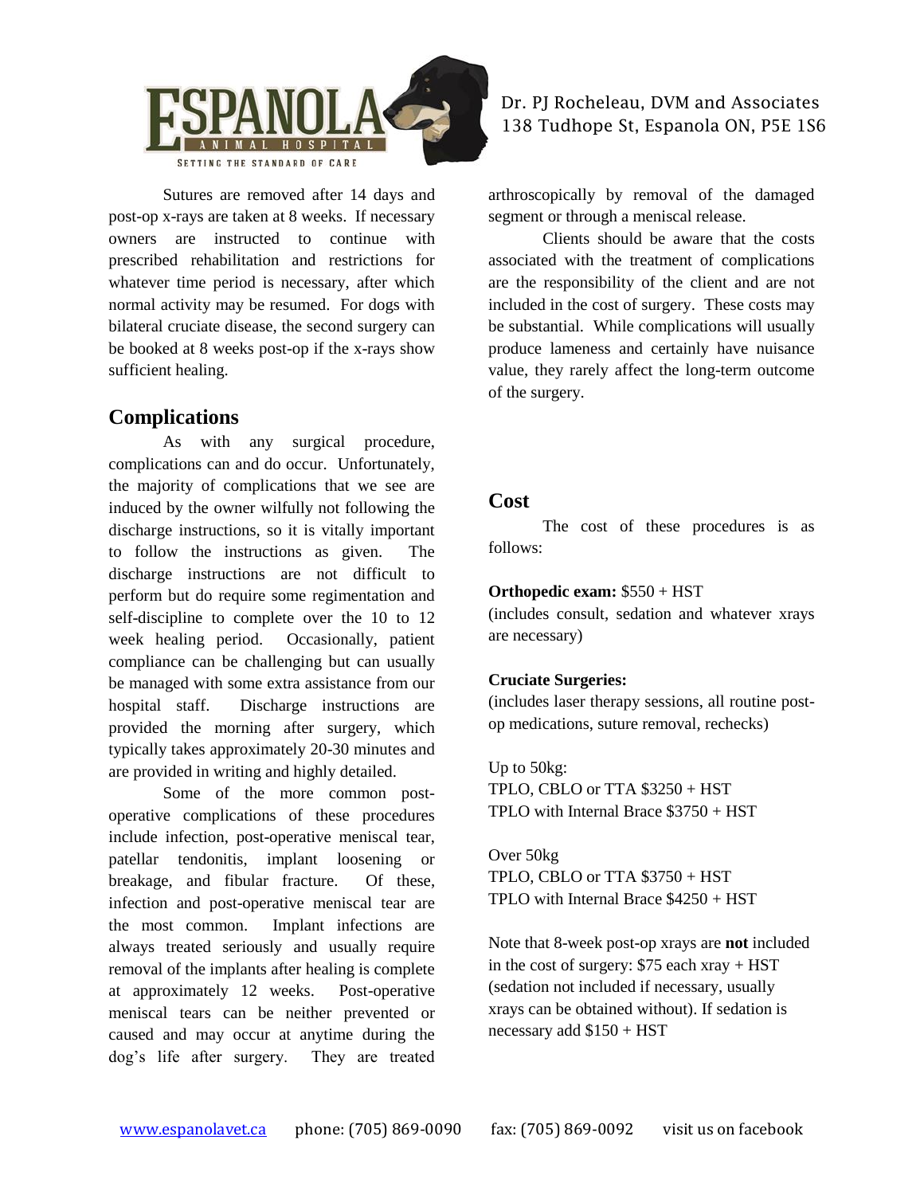Sutures are removed after 14 days and post-op x-rays are taken at 8 weeks. If necessary owners are instructed to continue with prescribed rehabilitation and restrictions for whatever time period is necessary, after which normal activity may be resumed. For dogs with bilateral cruciate disease, the second surgery can be booked at 8 weeks post-op if the x-rays show sufficient healing.

## Complications

As with any surgical procedure, complications can and do occur. Unfortunately, the majority of complications that we see are induced by the owner wilfully not following the discharge instructions, so it is vitally important to follow the instructions as given. The discharge instructions are not difficult to perform but do require some regimentation and self-discipline to complete over the 10 to 12 week healing period. Occasionally, patient compliance can be challenging but can usually be managed with some extra assistance from our hospital staff. Discharge instructions are provided the morning after surgery, which typically takes approximately 20-30 minutes and are provided in writing and highly detailed.

Some of the more common post-operative complications of these procedures include infection, post-operative meniscal tear, patellar tendonitis, implant loosening or breakage, and fibular fracture. Of these, infection and post-operative meniscal tear are the most common. Implant infections are always treated seriously and usually require removal of the implants after healing is complete at approximately 12 weeks. Post-operative meniscal tears can be neither prevented or caused and may occur at anytime during the dog's life after surgery. They are treated arthroscopically by removal of the damaged segment or through a meniscal release.

Clients should be aware that the costs associated with the treatment of complications are the responsibility of the client and are not included in the cost of surgery. These costs may be substantial. While complications will usually produce lameness and certainly have nuisance value, they rarely affect the long-term outcome of the surgery.

## Cost

The cost of these procedures is as follows:

**Orthopedic exam:** $550 + HST
(includes consult, sedation and whatever xrays are necessary)

**Cruciate Surgeries:**
(includes laser therapy sessions, all routine post-op medications, suture removal, rechecks)

Up to 50kg:
TPLO, CBLO or TTA $3250 + HST
TPLO with Internal Brace $3750 + HST

Over 50kg
TPLO, CBLO or TTA $3750 + HST
TPLO with Internal Brace $4250 + HST

Note that 8-week post-op xrays are **not** included in the cost of surgery: $75 each xray + HST (sedation not included if necessary, usually xrays can be obtained without). If sedation is necessary add $150 + HST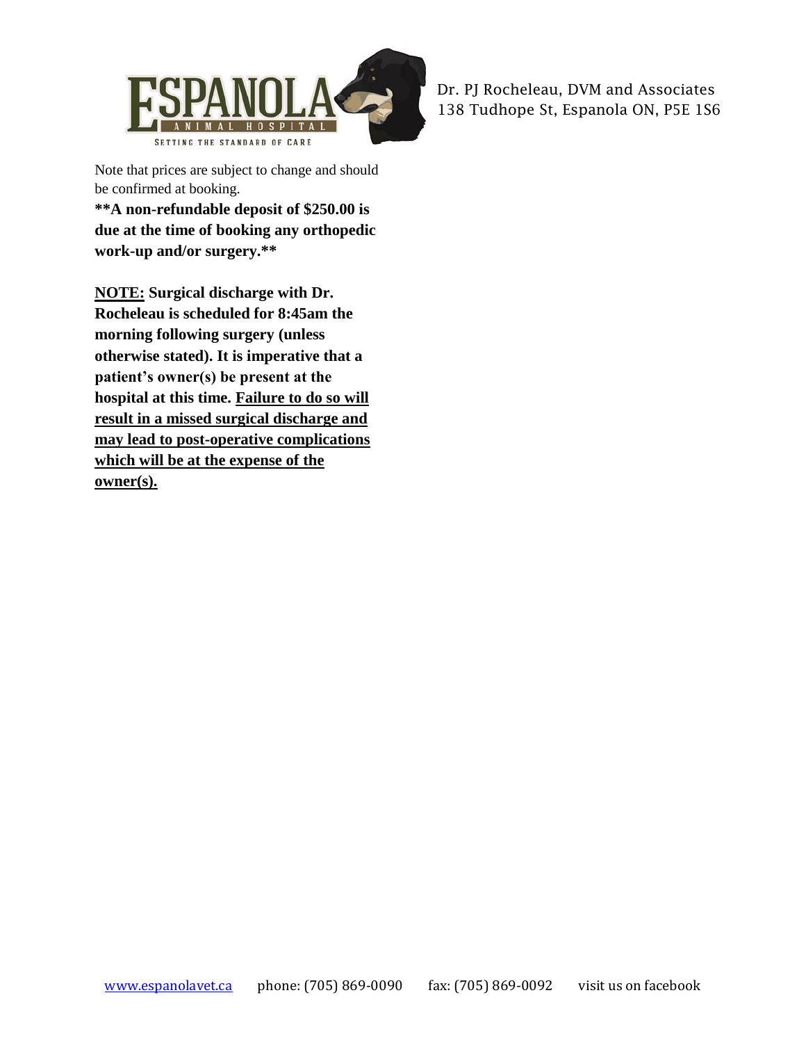Dr. PJ Rocheleau, DVM and Associates
138 Tudhope St, Espanola ON, P5E 1S6

Note that prices are subject to change and should be confirmed at booking.

****A non-refundable deposit of $250.00 is due at the time of booking any orthopedic work-up and/or surgery.****

**<u>NOTE:</u> Surgical discharge with Dr. Rocheleau is scheduled for 8:45am the morning following surgery (unless otherwise stated). It is imperative that a patient's owner(s) be present at the hospital at this time. <u>Failure to do so will result in a missed surgical discharge and may lead to post-operative complications which will be at the expense of the owner(s).</u>**

www.espanolavet.ca phone: (705) 869-0090 fax: (705) 869-0092 visit us on facebook